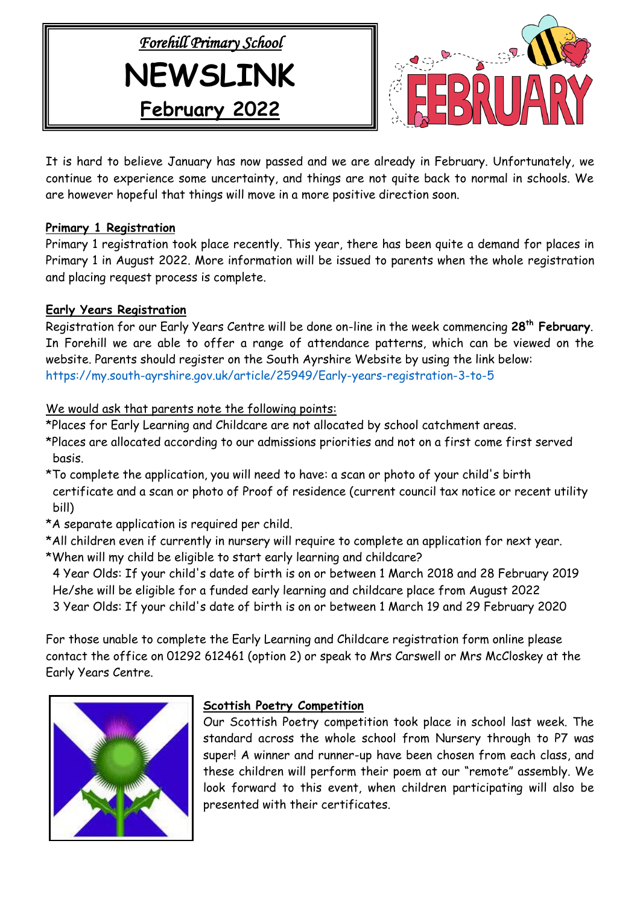*Forehill Primary School*

# NEWSLINK

## February 2022

It is hard to believe January has now passed and we are already in February. Unfortunately, we continue to experience some uncertainty, and things are not quite back to normal in schools. We are however hopeful that things will move in a more positive direction soon.

**Primary 1 Registration**

Primary 1 registration took place recently. This year, there has been quite a demand for places in Primary 1 in August 2022. More information will be issued to parents when the whole registration and placing request process is complete.

**Early Years Registration**

Registration for our Early Years Centre will be done on-line in the week commencing **28th February**. In Forehill we are able to offer a range of attendance patterns, which can be viewed on the website. Parents should register on the South Ayrshire Website by using the link below:
https://my.south-ayrshire.gov.uk/article/25949/Early-years-registration-3-to-5

We would ask that parents note the following points:

*Places for Early Learning and Childcare are not allocated by school catchment areas.
*Places are allocated according to our admissions priorities and not on a first come first served basis.
*To complete the application, you will need to have: a scan or photo of your child's birth certificate and a scan or photo of Proof of residence (current council tax notice or recent utility bill)
*A separate application is required per child.
*All children even if currently in nursery will require to complete an application for next year.
*When will my child be eligible to start early learning and childcare?
4 Year Olds: If your child's date of birth is on or between 1 March 2018 and 28 February 2019 He/she will be eligible for a funded early learning and childcare place from August 2022
3 Year Olds: If your child's date of birth is on or between 1 March 19 and 29 February 2020

For those unable to complete the Early Learning and Childcare registration form online please contact the office on 01292 612461 (option 2) or speak to Mrs Carswell or Mrs McCloskey at the Early Years Centre.

**Scottish Poetry Competition**

Our Scottish Poetry competition took place in school last week. The standard across the whole school from Nursery through to P7 was super! A winner and runner-up have been chosen from each class, and these children will perform their poem at our "remote" assembly. We look forward to this event, when children participating will also be presented with their certificates.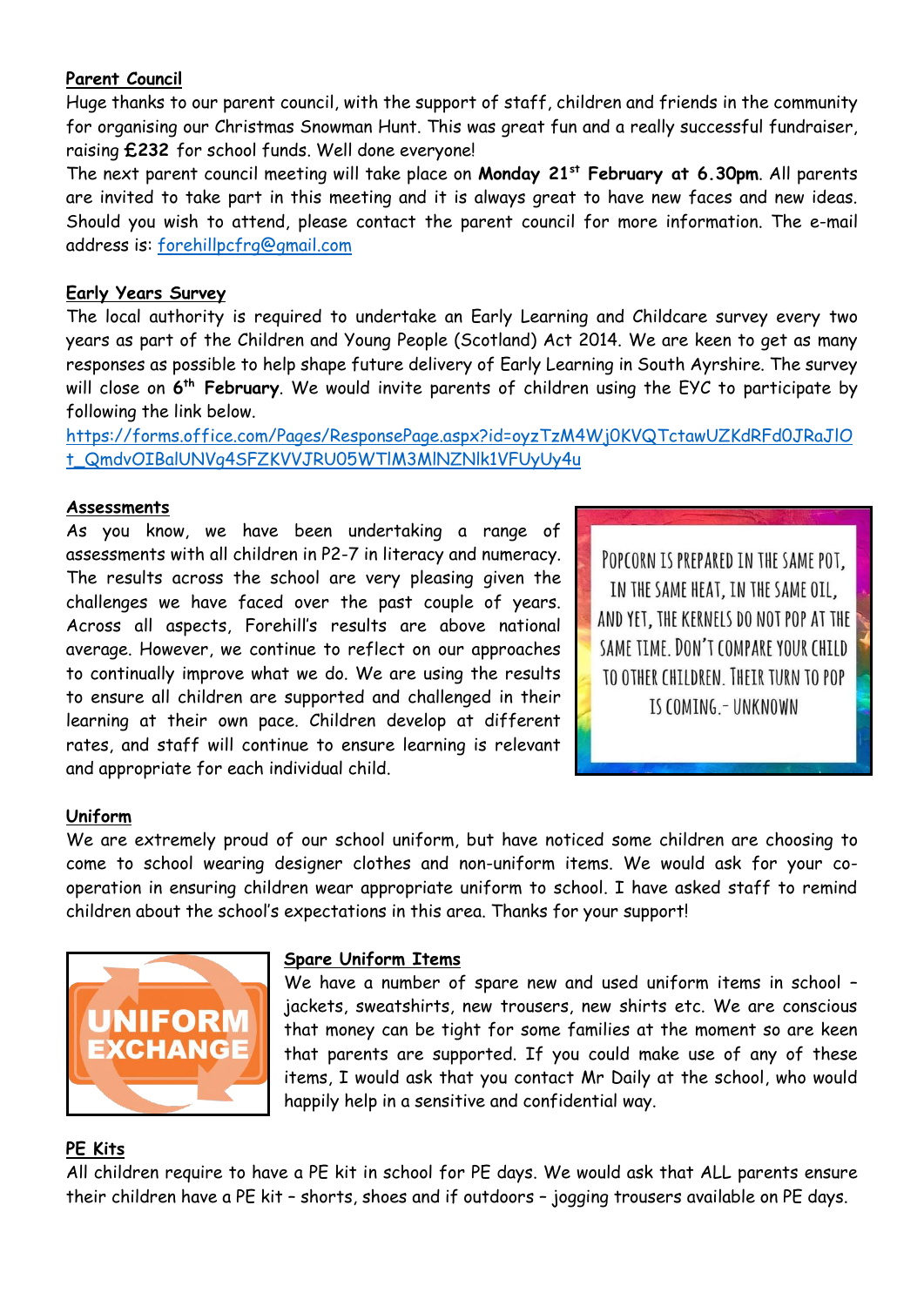**Parent Council**

Huge thanks to our parent council, with the support of staff, children and friends in the community for organising our Christmas Snowman Hunt. This was great fun and a really successful fundraiser, raising **£232** for school funds. Well done everyone!

The next parent council meeting will take place on **Monday 21st February at 6.30pm**. All parents are invited to take part in this meeting and it is always great to have new faces and new ideas. Should you wish to attend, please contact the parent council for more information. The e-mail address is: forehillpcfrg@gmail.com

**Early Years Survey**

The local authority is required to undertake an Early Learning and Childcare survey every two years as part of the Children and Young People (Scotland) Act 2014. We are keen to get as many responses as possible to help shape future delivery of Early Learning in South Ayrshire. The survey will close on **6th February**. We would invite parents of children using the EYC to participate by following the link below.

https://forms.office.com/Pages/ResponsePage.aspx?id=oyzTzM4Wj0KVQTctawUZKdRFd0JRaJIOt_QmdvOIBalUNVg4SFZKVVJRU05WTlM3MlNZNlk1VFUyUy4u

**Assessments**

As you know, we have been undertaking a range of assessments with all children in P2-7 in literacy and numeracy. The results across the school are very pleasing given the challenges we have faced over the past couple of years. Across all aspects, Forehill's results are above national average. However, we continue to reflect on our approaches to continually improve what we do. We are using the results to ensure all children are supported and challenged in their learning at their own pace. Children develop at different rates, and staff will continue to ensure learning is relevant and appropriate for each individual child.

POPCORN IS PREPARED IN THE SAME POT, IN THE SAME HEAT, IN THE SAME OIL, AND YET, THE KERNELS DO NOT POP AT THE SAME TIME. DON'T COMPARE YOUR CHILD TO OTHER CHILDREN. THEIR TURN TO POP IS COMING. - UNKNOWN

**Uniform**

We are extremely proud of our school uniform, but have noticed some children are choosing to come to school wearing designer clothes and non-uniform items. We would ask for your co-operation in ensuring children wear appropriate uniform to school. I have asked staff to remind children about the school's expectations in this area. Thanks for your support!

UNIFORM EXCHANGE

**Spare Uniform Items**

We have a number of spare new and used uniform items in school – jackets, sweatshirts, new trousers, new shirts etc. We are conscious that money can be tight for some families at the moment so are keen that parents are supported. If you could make use of any of these items, I would ask that you contact Mr Daily at the school, who would happily help in a sensitive and confidential way.

**PE Kits**

All children require to have a PE kit in school for PE days. We would ask that ALL parents ensure their children have a PE kit – shorts, shoes and if outdoors – jogging trousers available on PE days.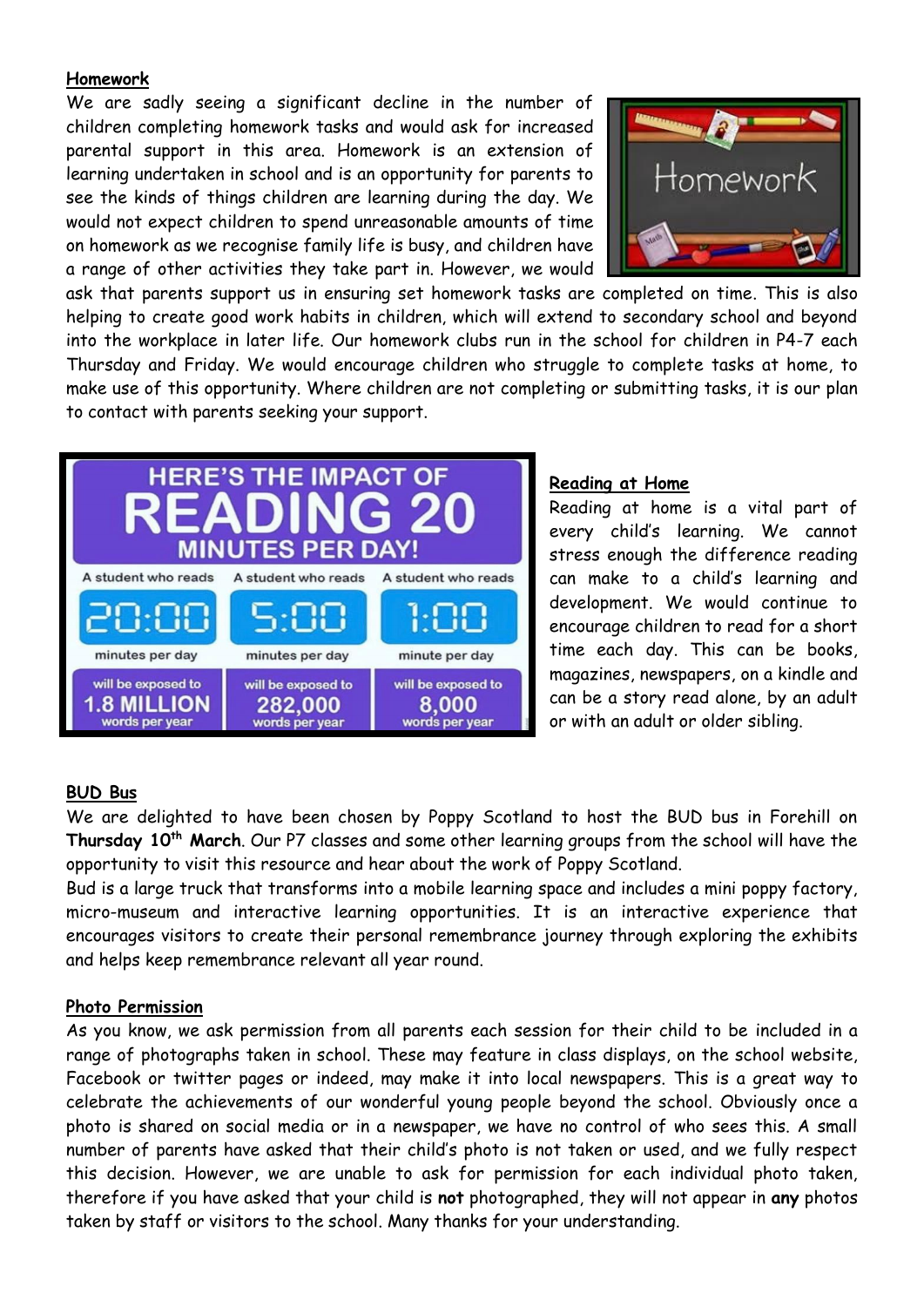**Homework**

We are sadly seeing a significant decline in the number of children completing homework tasks and would ask for increased parental support in this area. Homework is an extension of learning undertaken in school and is an opportunity for parents to see the kinds of things children are learning during the day. We would not expect children to spend unreasonable amounts of time on homework as we recognise family life is busy, and children have a range of other activities they take part in. However, we would ask that parents support us in ensuring set homework tasks are completed on time. This is also helping to create good work habits in children, which will extend to secondary school and beyond into the workplace in later life. Our homework clubs run in the school for children in P4-7 each Thursday and Friday. We would encourage children who struggle to complete tasks at home, to make use of this opportunity. Where children are not completing or submitting tasks, it is our plan to contact with parents seeking your support.

**HERE'S THE IMPACT OF READING 20 MINUTES PER DAY!**

| A student who reads | A student who reads | A student who reads |
|---|---|---|
| 20:00 minutes per day | 5:00 minutes per day | 1:00 minute per day |
| will be exposed to 1.8 MILLION words per year | will be exposed to 282,000 words per year | will be exposed to 8,000 words per year |

**Reading at Home**

Reading at home is a vital part of every child's learning. We cannot stress enough the difference reading can make to a child's learning and development. We would continue to encourage children to read for a short time each day. This can be books, magazines, newspapers, on a kindle and can be a story read alone, by an adult or with an adult or older sibling.

**BUD Bus**

We are delighted to have been chosen by Poppy Scotland to host the BUD bus in Forehill on **Thursday 10th March**. Our P7 classes and some other learning groups from the school will have the opportunity to visit this resource and hear about the work of Poppy Scotland.

Bud is a large truck that transforms into a mobile learning space and includes a mini poppy factory, micro-museum and interactive learning opportunities. It is an interactive experience that encourages visitors to create their personal remembrance journey through exploring the exhibits and helps keep remembrance relevant all year round.

**Photo Permission**

As you know, we ask permission from all parents each session for their child to be included in a range of photographs taken in school. These may feature in class displays, on the school website, Facebook or twitter pages or indeed, may make it into local newspapers. This is a great way to celebrate the achievements of our wonderful young people beyond the school. Obviously once a photo is shared on social media or in a newspaper, we have no control of who sees this. A small number of parents have asked that their child's photo is not taken or used, and we fully respect this decision. However, we are unable to ask for permission for each individual photo taken, therefore if you have asked that your child is **not** photographed, they will not appear in **any** photos taken by staff or visitors to the school. Many thanks for your understanding.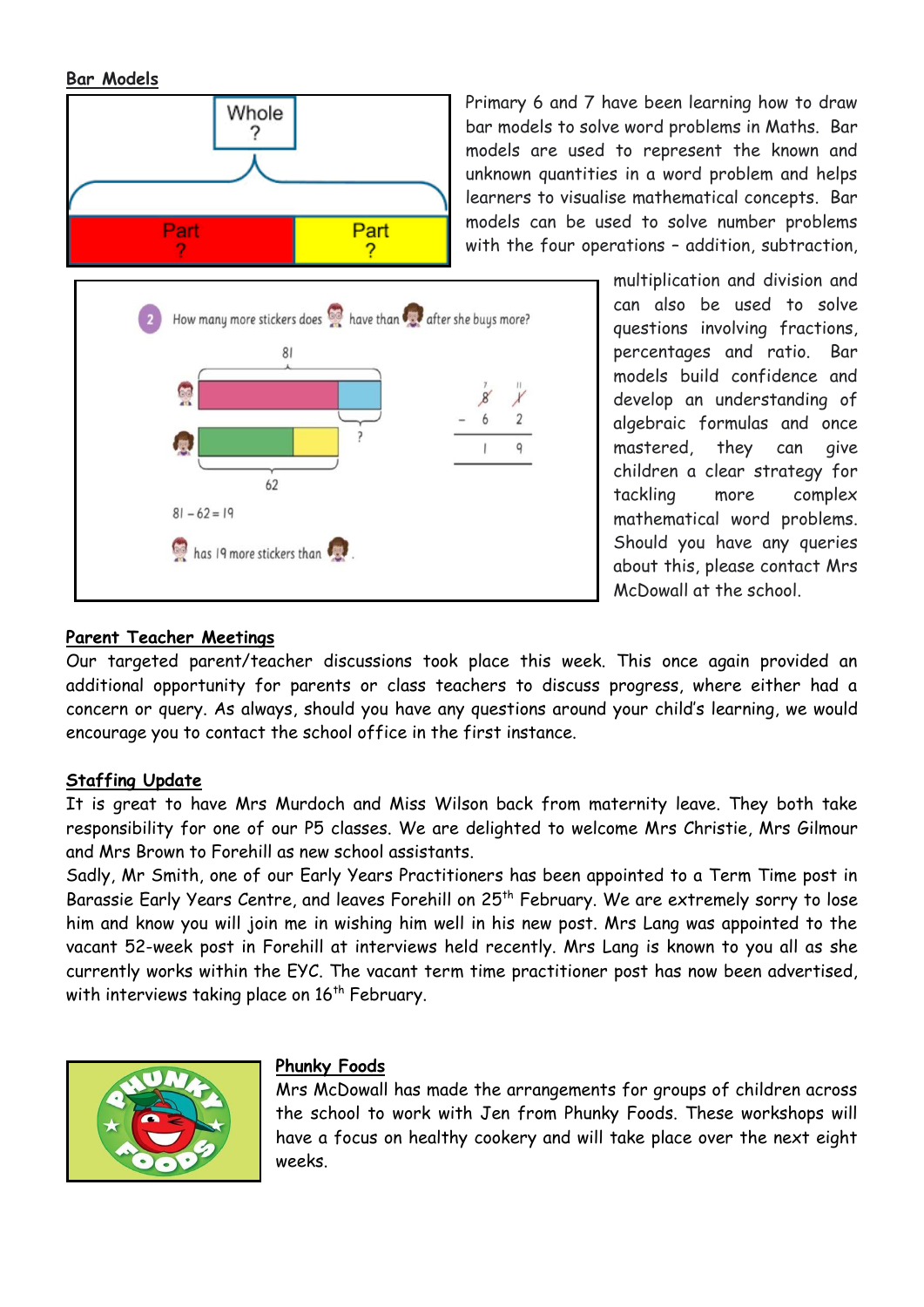**Bar Models**

Primary 6 and 7 have been learning how to draw bar models to solve word problems in Maths. Bar models are used to represent the known and unknown quantities in a word problem and helps learners to visualise mathematical concepts. Bar models can be used to solve number problems with the four operations – addition, subtraction, multiplication and division and can also be used to solve questions involving fractions, percentages and ratio. Bar models build confidence and develop an understanding of algebraic formulas and once mastered, they can give children a clear strategy for tackling more complex mathematical word problems. Should you have any queries about this, please contact Mrs McDowall at the school.

**Parent Teacher Meetings**

Our targeted parent/teacher discussions took place this week. This once again provided an additional opportunity for parents or class teachers to discuss progress, where either had a concern or query. As always, should you have any questions around your child's learning, we would encourage you to contact the school office in the first instance.

**Staffing Update**

It is great to have Mrs Murdoch and Miss Wilson back from maternity leave. They both take responsibility for one of our P5 classes. We are delighted to welcome Mrs Christie, Mrs Gilmour and Mrs Brown to Forehill as new school assistants.

Sadly, Mr Smith, one of our Early Years Practitioners has been appointed to a Term Time post in Barassie Early Years Centre, and leaves Forehill on 25th February. We are extremely sorry to lose him and know you will join me in wishing him well in his new post. Mrs Lang was appointed to the vacant 52-week post in Forehill at interviews held recently. Mrs Lang is known to you all as she currently works within the EYC. The vacant term time practitioner post has now been advertised, with interviews taking place on 16th February.

**Phunky Foods**

Mrs McDowall has made the arrangements for groups of children across the school to work with Jen from Phunky Foods. These workshops will have a focus on healthy cookery and will take place over the next eight weeks.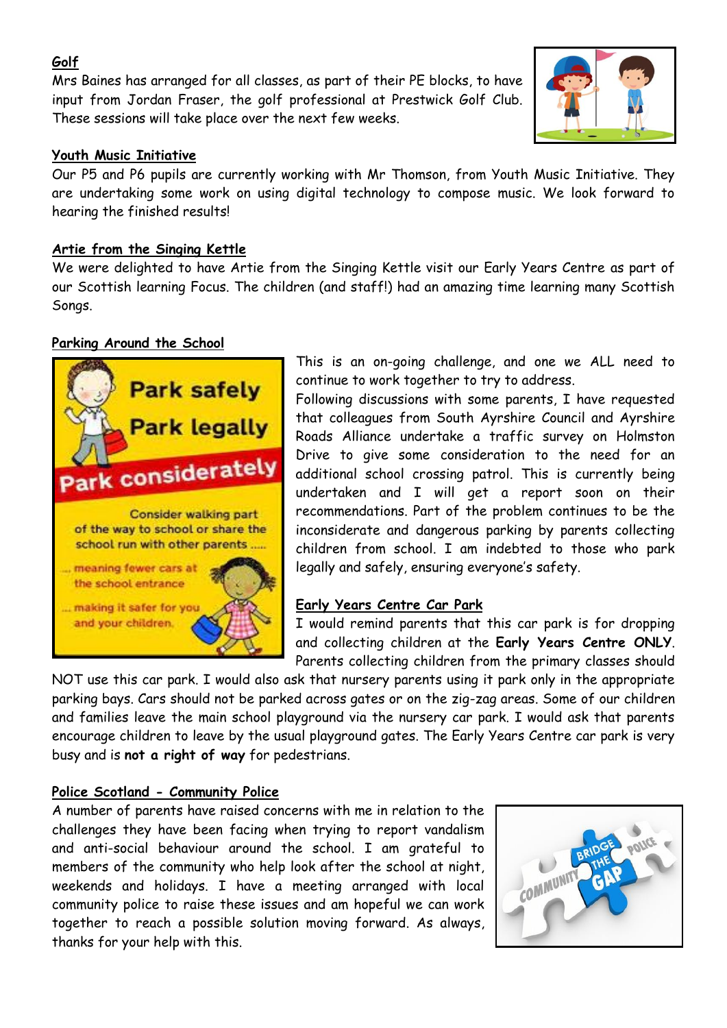## Golf

Mrs Baines has arranged for all classes, as part of their PE blocks, to have input from Jordan Fraser, the golf professional at Prestwick Golf Club. These sessions will take place over the next few weeks.

## Youth Music Initiative

Our P5 and P6 pupils are currently working with Mr Thomson, from Youth Music Initiative. They are undertaking some work on using digital technology to compose music. We look forward to hearing the finished results!

## Artie from the Singing Kettle

We were delighted to have Artie from the Singing Kettle visit our Early Years Centre as part of our Scottish learning Focus. The children (and staff!) had an amazing time learning many Scottish Songs.

## Parking Around the School

This is an on-going challenge, and one we ALL need to continue to work together to try to address.

Following discussions with some parents, I have requested that colleagues from South Ayrshire Council and Ayrshire Roads Alliance undertake a traffic survey on Holmston Drive to give some consideration to the need for an additional school crossing patrol. This is currently being undertaken and I will get a report soon on their recommendations. Part of the problem continues to be the inconsiderate and dangerous parking by parents collecting children from school. I am indebted to those who park legally and safely, ensuring everyone's safety.

## Early Years Centre Car Park

I would remind parents that this car park is for dropping and collecting children at the **Early Years Centre ONLY**. Parents collecting children from the primary classes should NOT use this car park. I would also ask that nursery parents using it park only in the appropriate parking bays. Cars should not be parked across gates or on the zig-zag areas. Some of our children and families leave the main school playground via the nursery car park. I would ask that parents encourage children to leave by the usual playground gates. The Early Years Centre car park is very busy and is **not a right of way** for pedestrians.

## Police Scotland - Community Police

A number of parents have raised concerns with me in relation to the challenges they have been facing when trying to report vandalism and anti-social behaviour around the school. I am grateful to members of the community who help look after the school at night, weekends and holidays. I have a meeting arranged with local community police to raise these issues and am hopeful we can work together to reach a possible solution moving forward. As always, thanks for your help with this.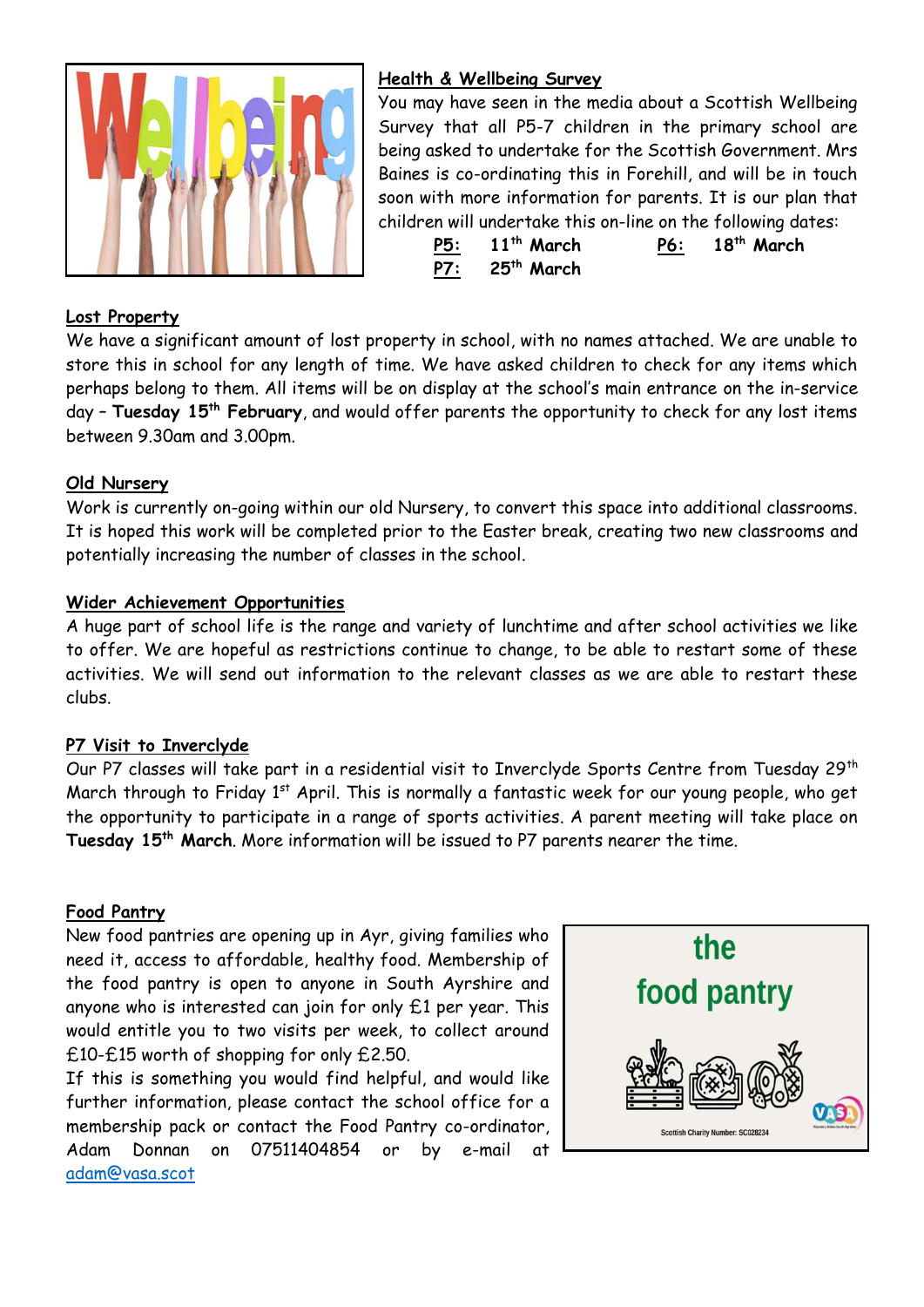## Health & Wellbeing Survey

You may have seen in the media about a Scottish Wellbeing Survey that all P5-7 children in the primary school are being asked to undertake for the Scottish Government. Mrs Baines is co-ordinating this in Forehill, and will be in touch soon with more information for parents. It is our plan that children will undertake this on-line on the following dates:

**P5:** **11th March** **P6:** **18th March**
**P7:** **25th March**

## Lost Property

We have a significant amount of lost property in school, with no names attached. We are unable to store this in school for any length of time. We have asked children to check for any items which perhaps belong to them. All items will be on display at the school's main entrance on the in-service day – **Tuesday 15th February**, and would offer parents the opportunity to check for any lost items between 9.30am and 3.00pm.

## Old Nursery

Work is currently on-going within our old Nursery, to convert this space into additional classrooms. It is hoped this work will be completed prior to the Easter break, creating two new classrooms and potentially increasing the number of classes in the school.

## Wider Achievement Opportunities

A huge part of school life is the range and variety of lunchtime and after school activities we like to offer. We are hopeful as restrictions continue to change, to be able to restart some of these activities. We will send out information to the relevant classes as we are able to restart these clubs.

## P7 Visit to Inverclyde

Our P7 classes will take part in a residential visit to Inverclyde Sports Centre from Tuesday 29th March through to Friday 1st April. This is normally a fantastic week for our young people, who get the opportunity to participate in a range of sports activities. A parent meeting will take place on **Tuesday 15th March**. More information will be issued to P7 parents nearer the time.

## Food Pantry

New food pantries are opening up in Ayr, giving families who need it, access to affordable, healthy food. Membership of the food pantry is open to anyone in South Ayrshire and anyone who is interested can join for only £1 per year. This would entitle you to two visits per week, to collect around £10-£15 worth of shopping for only £2.50.

If this is something you would find helpful, and would like further information, please contact the school office for a membership pack or contact the Food Pantry co-ordinator, Adam Donnan on 07511404854 or by e-mail at adam@vasa.scot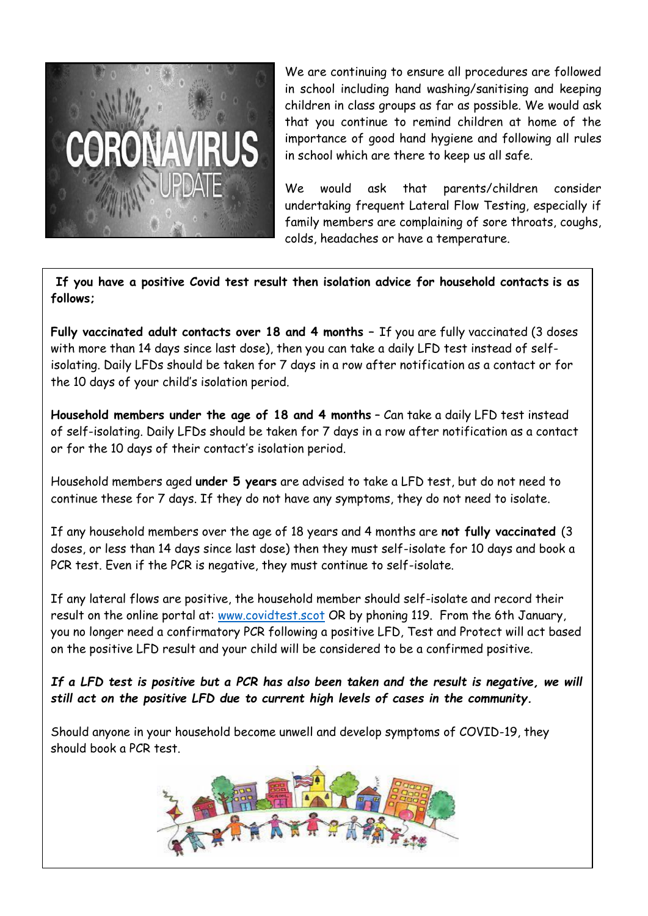We are continuing to ensure all procedures are followed in school including hand washing/sanitising and keeping children in class groups as far as possible. We would ask that you continue to remind children at home of the importance of good hand hygiene and following all rules in school which are there to keep us all safe.

We would ask that parents/children consider undertaking frequent Lateral Flow Testing, especially if family members are complaining of sore throats, coughs, colds, headaches or have a temperature.

**If you have a positive Covid test result then isolation advice for household contacts is as follows;**

**Fully vaccinated adult contacts over 18 and 4 months** – If you are fully vaccinated (3 doses with more than 14 days since last dose), then you can take a daily LFD test instead of self-isolating. Daily LFDs should be taken for 7 days in a row after notification as a contact or for the 10 days of your child's isolation period.

**Household members under the age of 18 and 4 months** – Can take a daily LFD test instead of self-isolating. Daily LFDs should be taken for 7 days in a row after notification as a contact or for the 10 days of their contact's isolation period.

Household members aged **under 5 years** are advised to take a LFD test, but do not need to continue these for 7 days. If they do not have any symptoms, they do not need to isolate.

If any household members over the age of 18 years and 4 months are **not fully vaccinated** (3 doses, or less than 14 days since last dose) then they must self-isolate for 10 days and book a PCR test. Even if the PCR is negative, they must continue to self-isolate.

If any lateral flows are positive, the household member should self-isolate and record their result on the online portal at: [www.covidtest.scot](www.covidtest.scot) OR by phoning 119. From the 6th January, you no longer need a confirmatory PCR following a positive LFD, Test and Protect will act based on the positive LFD result and your child will be considered to be a confirmed positive.

***If a LFD test is positive but a PCR has also been taken and the result is negative, we will still act on the positive LFD due to current high levels of cases in the community.***

Should anyone in your household become unwell and develop symptoms of COVID-19, they should book a PCR test.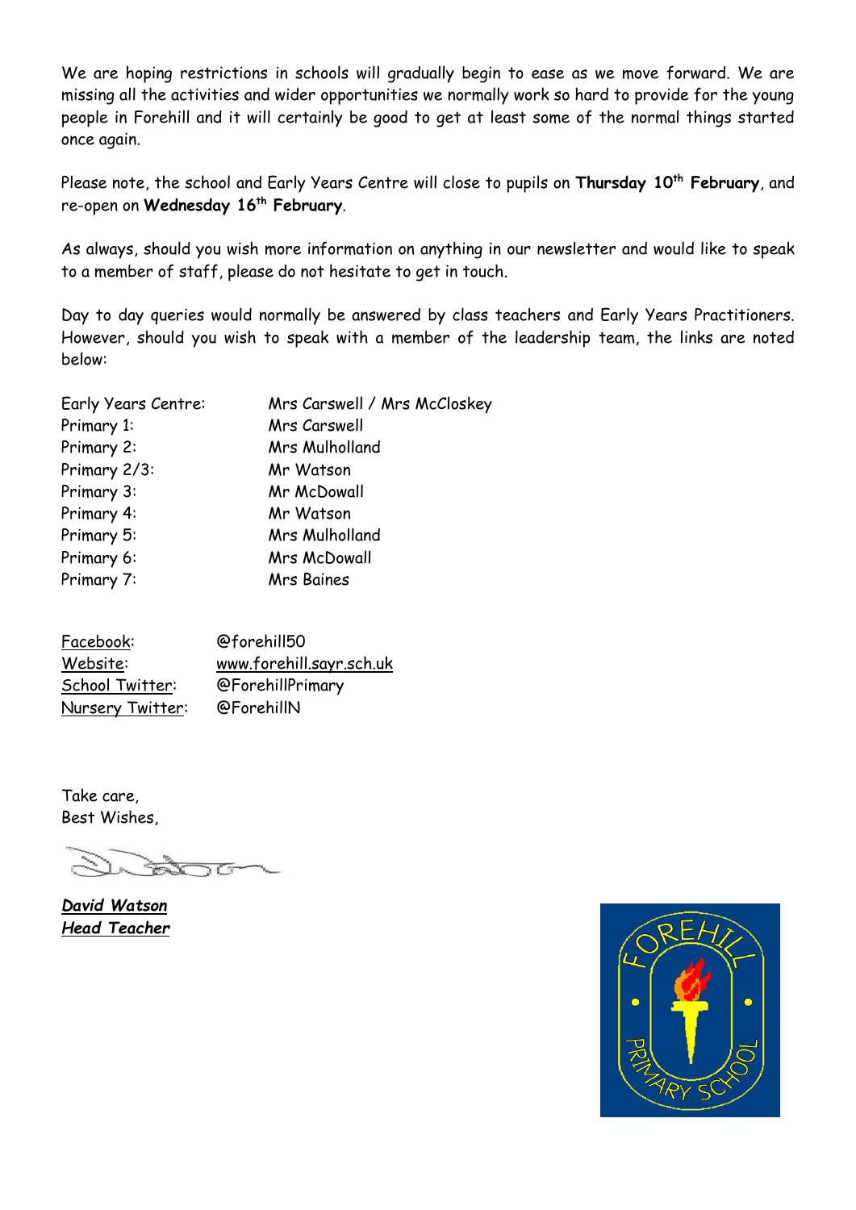We are hoping restrictions in schools will gradually begin to ease as we move forward. We are missing all the activities and wider opportunities we normally work so hard to provide for the young people in Forehill and it will certainly be good to get at least some of the normal things started once again.

Please note, the school and Early Years Centre will close to pupils on **Thursday 10th February**, and re-open on **Wednesday 16th February**.

As always, should you wish more information on anything in our newsletter and would like to speak to a member of staff, please do not hesitate to get in touch.

Day to day queries would normally be answered by class teachers and Early Years Practitioners. However, should you wish to speak with a member of the leadership team, the links are noted below:

| | |
|---|---|
| Early Years Centre: | Mrs Carswell / Mrs McCloskey |
| Primary 1: | Mrs Carswell |
| Primary 2: | Mrs Mulholland |
| Primary 2/3: | Mr Watson |
| Primary 3: | Mr McDowall |
| Primary 4: | Mr Watson |
| Primary 5: | Mrs Mulholland |
| Primary 6: | Mrs McDowall |
| Primary 7: | Mrs Baines |

| | |
|---|---|
| Facebook: | @forehill50 |
| Website: | www.forehill.sayr.sch.uk |
| School Twitter: | @ForehillPrimary |
| Nursery Twitter: | @ForehillN |

Take care,
Best Wishes,

***David Watson***
***Head Teacher***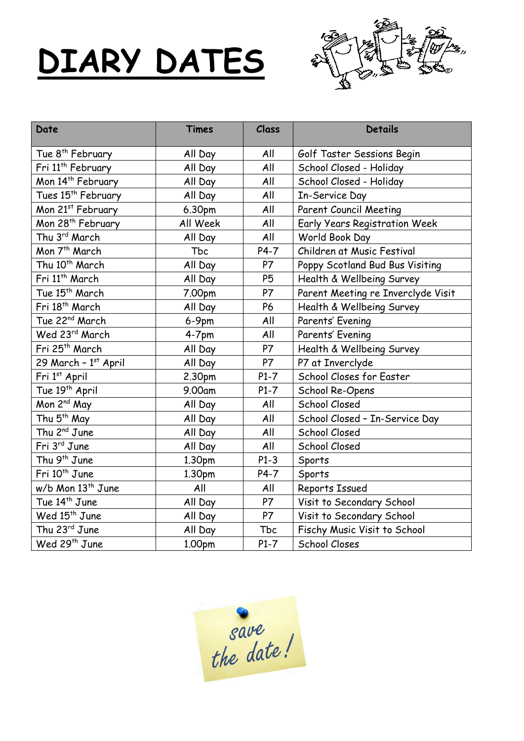# DIARY DATES

| Date | Times | Class | Details |
|---|---|---|---|
| Tue 8th February | All Day | All | Golf Taster Sessions Begin |
| Fri 11th February | All Day | All | School Closed - Holiday |
| Mon 14th February | All Day | All | School Closed - Holiday |
| Tues 15th February | All Day | All | In-Service Day |
| Mon 21st February | 6.30pm | All | Parent Council Meeting |
| Mon 28th February | All Week | All | Early Years Registration Week |
| Thu 3rd March | All Day | All | World Book Day |
| Mon 7th March | Tbc | P4-7 | Children at Music Festival |
| Thu 10th March | All Day | P7 | Poppy Scotland Bud Bus Visiting |
| Fri 11th March | All Day | P5 | Health & Wellbeing Survey |
| Tue 15th March | 7.00pm | P7 | Parent Meeting re Inverclyde Visit |
| Fri 18th March | All Day | P6 | Health & Wellbeing Survey |
| Tue 22nd March | 6-9pm | All | Parents' Evening |
| Wed 23rd March | 4-7pm | All | Parents' Evening |
| Fri 25th March | All Day | P7 | Health & Wellbeing Survey |
| 29 March – 1st April | All Day | P7 | P7 at Inverclyde |
| Fri 1st April | 2.30pm | P1-7 | School Closes for Easter |
| Tue 19th April | 9.00am | P1-7 | School Re-Opens |
| Mon 2nd May | All Day | All | School Closed |
| Thu 5th May | All Day | All | School Closed – In-Service Day |
| Thu 2nd June | All Day | All | School Closed |
| Fri 3rd June | All Day | All | School Closed |
| Thu 9th June | 1.30pm | P1-3 | Sports |
| Fri 10th June | 1.30pm | P4-7 | Sports |
| w/b Mon 13th June | All | All | Reports Issued |
| Tue 14th June | All Day | P7 | Visit to Secondary School |
| Wed 15th June | All Day | P7 | Visit to Secondary School |
| Thu 23rd June | All Day | Tbc | Fischy Music Visit to School |
| Wed 29th June | 1.00pm | P1-7 | School Closes |

save the date!